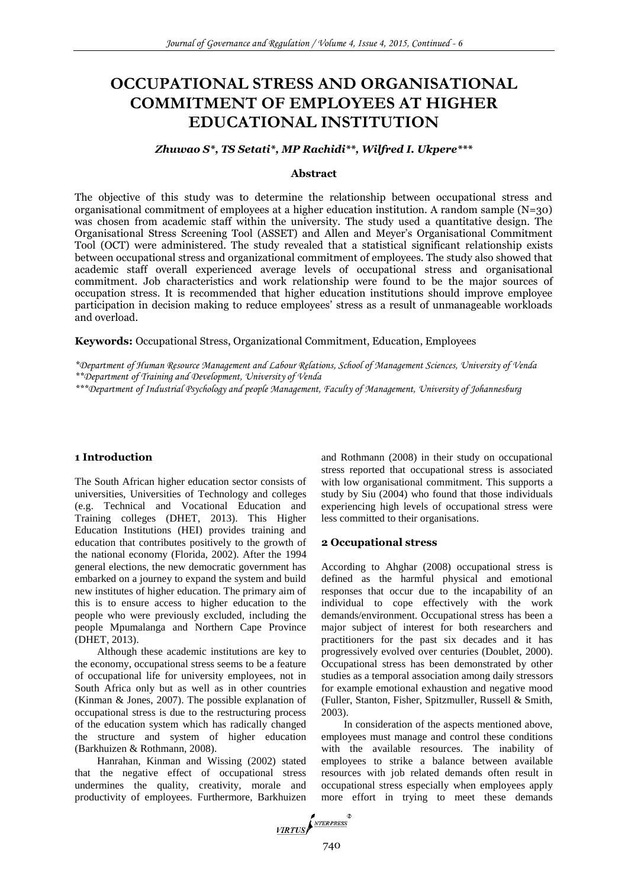# OCCUPATIONAL STRESS AND ORGANISATIONAL COMMITMENT OF EMPLOYEES AT HIGHER EDUCATIONAL INSTITUTION

***Zhuwao S\*, TS Setati\*, MP Rachidi\*\*, Wilfred I. Ukpere\*\*\****

**Abstract**

The objective of this study was to determine the relationship between occupational stress and organisational commitment of employees at a higher education institution. A random sample (N=30) was chosen from academic staff within the university. The study used a quantitative design. The Organisational Stress Screening Tool (ASSET) and Allen and Meyer's Organisational Commitment Tool (OCT) were administered. The study revealed that a statistical significant relationship exists between occupational stress and organizational commitment of employees. The study also showed that academic staff overall experienced average levels of occupational stress and organisational commitment. Job characteristics and work relationship were found to be the major sources of occupation stress. It is recommended that higher education institutions should improve employee participation in decision making to reduce employees' stress as a result of unmanageable workloads and overload.

**Keywords:** Occupational Stress, Organizational Commitment, Education, Employees

*\*Department of Human Resource Management and Labour Relations, School of Management Sciences, University of Venda*
*\*\*Department of Training and Development, University of Venda*
*\*\*\*Department of Industrial Psychology and people Management, Faculty of Management, University of Johannesburg*

## 1 Introduction

The South African higher education sector consists of universities, Universities of Technology and colleges (e.g. Technical and Vocational Education and Training colleges (DHET, 2013). This Higher Education Institutions (HEI) provides training and education that contributes positively to the growth of the national economy (Florida, 2002). After the 1994 general elections, the new democratic government has embarked on a journey to expand the system and build new institutes of higher education. The primary aim of this is to ensure access to higher education to the people who were previously excluded, including the people Mpumalanga and Northern Cape Province (DHET, 2013).

Although these academic institutions are key to the economy, occupational stress seems to be a feature of occupational life for university employees, not in South Africa only but as well as in other countries (Kinman & Jones, 2007). The possible explanation of occupational stress is due to the restructuring process of the education system which has radically changed the structure and system of higher education (Barkhuizen & Rothmann, 2008).

Hanrahan, Kinman and Wissing (2002) stated that the negative effect of occupational stress undermines the quality, creativity, morale and productivity of employees. Furthermore, Barkhuizen and Rothmann (2008) in their study on occupational stress reported that occupational stress is associated with low organisational commitment. This supports a study by Siu (2004) who found that those individuals experiencing high levels of occupational stress were less committed to their organisations.

## 2 Occupational stress

According to Ahghar (2008) occupational stress is defined as the harmful physical and emotional responses that occur due to the incapability of an individual to cope effectively with the work demands/environment. Occupational stress has been a major subject of interest for both researchers and practitioners for the past six decades and it has progressively evolved over centuries (Doublet, 2000). Occupational stress has been demonstrated by other studies as a temporal association among daily stressors for example emotional exhaustion and negative mood (Fuller, Stanton, Fisher, Spitzmuller, Russell & Smith, 2003).

In consideration of the aspects mentioned above, employees must manage and control these conditions with the available resources. The inability of employees to strike a balance between available resources with job related demands often result in occupational stress especially when employees apply more effort in trying to meet these demands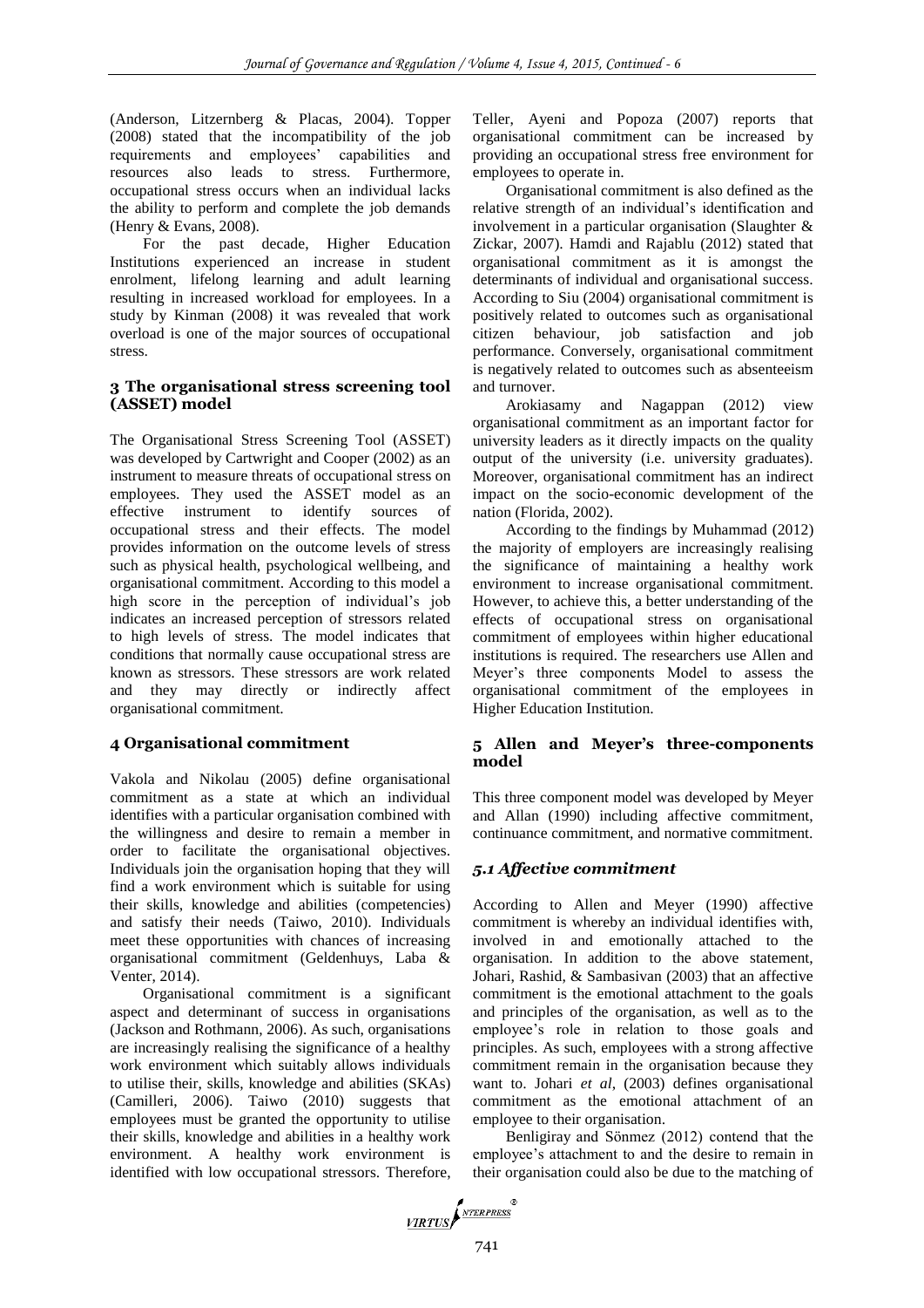(Anderson, Litzernberg & Placas, 2004). Topper (2008) stated that the incompatibility of the job requirements and employees' capabilities and resources also leads to stress. Furthermore, occupational stress occurs when an individual lacks the ability to perform and complete the job demands (Henry & Evans, 2008).

For the past decade, Higher Education Institutions experienced an increase in student enrolment, lifelong learning and adult learning resulting in increased workload for employees. In a study by Kinman (2008) it was revealed that work overload is one of the major sources of occupational stress.

## 3 The organisational stress screening tool (ASSET) model

The Organisational Stress Screening Tool (ASSET) was developed by Cartwright and Cooper (2002) as an instrument to measure threats of occupational stress on employees. They used the ASSET model as an effective instrument to identify sources of occupational stress and their effects. The model provides information on the outcome levels of stress such as physical health, psychological wellbeing, and organisational commitment. According to this model a high score in the perception of individual's job indicates an increased perception of stressors related to high levels of stress. The model indicates that conditions that normally cause occupational stress are known as stressors. These stressors are work related and they may directly or indirectly affect organisational commitment.

## 4 Organisational commitment

Vakola and Nikolau (2005) define organisational commitment as a state at which an individual identifies with a particular organisation combined with the willingness and desire to remain a member in order to facilitate the organisational objectives. Individuals join the organisation hoping that they will find a work environment which is suitable for using their skills, knowledge and abilities (competencies) and satisfy their needs (Taiwo, 2010). Individuals meet these opportunities with chances of increasing organisational commitment (Geldenhuys, Laba & Venter, 2014).

Organisational commitment is a significant aspect and determinant of success in organisations (Jackson and Rothmann, 2006). As such, organisations are increasingly realising the significance of a healthy work environment which suitably allows individuals to utilise their, skills, knowledge and abilities (SKAs) (Camilleri, 2006). Taiwo (2010) suggests that employees must be granted the opportunity to utilise their skills, knowledge and abilities in a healthy work environment. A healthy work environment is identified with low occupational stressors. Therefore, Teller, Ayeni and Popoza (2007) reports that organisational commitment can be increased by providing an occupational stress free environment for employees to operate in.

Organisational commitment is also defined as the relative strength of an individual's identification and involvement in a particular organisation (Slaughter & Zickar, 2007). Hamdi and Rajablu (2012) stated that organisational commitment as it is amongst the determinants of individual and organisational success. According to Siu (2004) organisational commitment is positively related to outcomes such as organisational citizen behaviour, job satisfaction and job performance. Conversely, organisational commitment is negatively related to outcomes such as absenteeism and turnover.

Arokiasamy and Nagappan (2012) view organisational commitment as an important factor for university leaders as it directly impacts on the quality output of the university (i.e. university graduates). Moreover, organisational commitment has an indirect impact on the socio-economic development of the nation (Florida, 2002).

According to the findings by Muhammad (2012) the majority of employers are increasingly realising the significance of maintaining a healthy work environment to increase organisational commitment. However, to achieve this, a better understanding of the effects of occupational stress on organisational commitment of employees within higher educational institutions is required. The researchers use Allen and Meyer's three components Model to assess the organisational commitment of the employees in Higher Education Institution.

## 5 Allen and Meyer's three-components model

This three component model was developed by Meyer and Allan (1990) including affective commitment, continuance commitment, and normative commitment.

### *5.1 Affective commitment*

According to Allen and Meyer (1990) affective commitment is whereby an individual identifies with, involved in and emotionally attached to the organisation. In addition to the above statement, Johari, Rashid, & Sambasivan (2003) that an affective commitment is the emotional attachment to the goals and principles of the organisation, as well as to the employee's role in relation to those goals and principles. As such, employees with a strong affective commitment remain in the organisation because they want to. Johari *et al*, (2003) defines organisational commitment as the emotional attachment of an employee to their organisation.

Benligiray and Sönmez (2012) contend that the employee's attachment to and the desire to remain in their organisation could also be due to the matching of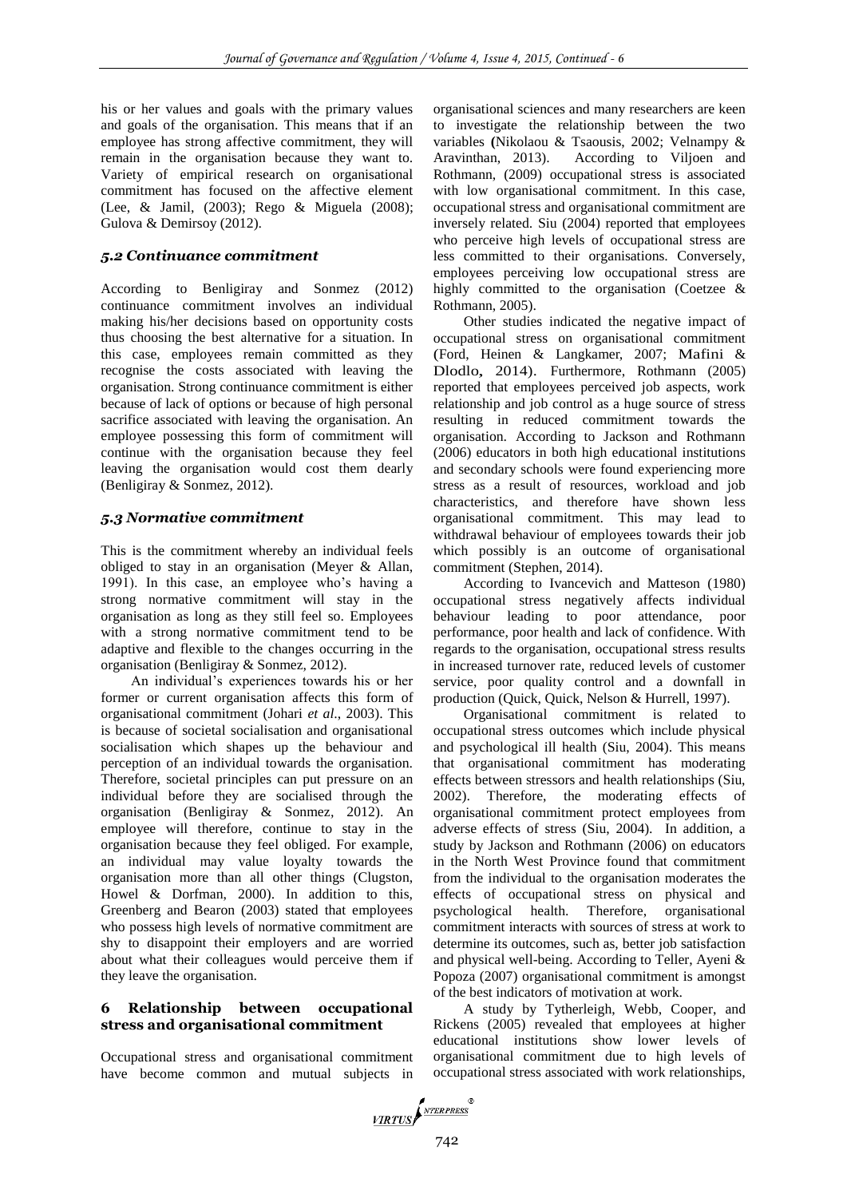his or her values and goals with the primary values and goals of the organisation. This means that if an employee has strong affective commitment, they will remain in the organisation because they want to. Variety of empirical research on organisational commitment has focused on the affective element (Lee, & Jamil, (2003); Rego & Miguela (2008); Gulova & Demirsoy (2012).

### *5.2 Continuance commitment*

According to Benligiray and Sonmez (2012) continuance commitment involves an individual making his/her decisions based on opportunity costs thus choosing the best alternative for a situation. In this case, employees remain committed as they recognise the costs associated with leaving the organisation. Strong continuance commitment is either because of lack of options or because of high personal sacrifice associated with leaving the organisation. An employee possessing this form of commitment will continue with the organisation because they feel leaving the organisation would cost them dearly (Benligiray & Sonmez, 2012).

### *5.3 Normative commitment*

This is the commitment whereby an individual feels obliged to stay in an organisation (Meyer & Allan, 1991). In this case, an employee who's having a strong normative commitment will stay in the organisation as long as they still feel so. Employees with a strong normative commitment tend to be adaptive and flexible to the changes occurring in the organisation (Benligiray & Sonmez, 2012).

An individual's experiences towards his or her former or current organisation affects this form of organisational commitment (Johari *et al*., 2003). This is because of societal socialisation and organisational socialisation which shapes up the behaviour and perception of an individual towards the organisation. Therefore, societal principles can put pressure on an individual before they are socialised through the organisation (Benligiray & Sonmez, 2012). An employee will therefore, continue to stay in the organisation because they feel obliged. For example, an individual may value loyalty towards the organisation more than all other things (Clugston, Howel & Dorfman, 2000). In addition to this, Greenberg and Bearon (2003) stated that employees who possess high levels of normative commitment are shy to disappoint their employers and are worried about what their colleagues would perceive them if they leave the organisation.

## 6 Relationship between occupational stress and organisational commitment

Occupational stress and organisational commitment have become common and mutual subjects in organisational sciences and many researchers are keen to investigate the relationship between the two variables (Nikolaou & Tsaousis, 2002; Velnampy & Aravinthan, 2013). According to Viljoen and Rothmann, (2009) occupational stress is associated with low organisational commitment. In this case, occupational stress and organisational commitment are inversely related. Siu (2004) reported that employees who perceive high levels of occupational stress are less committed to their organisations. Conversely, employees perceiving low occupational stress are highly committed to the organisation (Coetzee & Rothmann, 2005).

Other studies indicated the negative impact of occupational stress on organisational commitment (Ford, Heinen & Langkamer, 2007; Mafini & Dlodlo, 2014). Furthermore, Rothmann (2005) reported that employees perceived job aspects, work relationship and job control as a huge source of stress resulting in reduced commitment towards the organisation. According to Jackson and Rothmann (2006) educators in both high educational institutions and secondary schools were found experiencing more stress as a result of resources, workload and job characteristics, and therefore have shown less organisational commitment. This may lead to withdrawal behaviour of employees towards their job which possibly is an outcome of organisational commitment (Stephen, 2014).

According to Ivancevich and Matteson (1980) occupational stress negatively affects individual behaviour leading to poor attendance, poor performance, poor health and lack of confidence. With regards to the organisation, occupational stress results in increased turnover rate, reduced levels of customer service, poor quality control and a downfall in production (Quick, Quick, Nelson & Hurrell, 1997).

Organisational commitment is related to occupational stress outcomes which include physical and psychological ill health (Siu, 2004). This means that organisational commitment has moderating effects between stressors and health relationships (Siu, 2002). Therefore, the moderating effects of organisational commitment protect employees from adverse effects of stress (Siu, 2004). In addition, a study by Jackson and Rothmann (2006) on educators in the North West Province found that commitment from the individual to the organisation moderates the effects of occupational stress on physical and psychological health. Therefore, organisational commitment interacts with sources of stress at work to determine its outcomes, such as, better job satisfaction and physical well-being. According to Teller, Ayeni & Popoza (2007) organisational commitment is amongst of the best indicators of motivation at work.

A study by Tytherleigh, Webb, Cooper, and Rickens (2005) revealed that employees at higher educational institutions show lower levels of organisational commitment due to high levels of occupational stress associated with work relationships,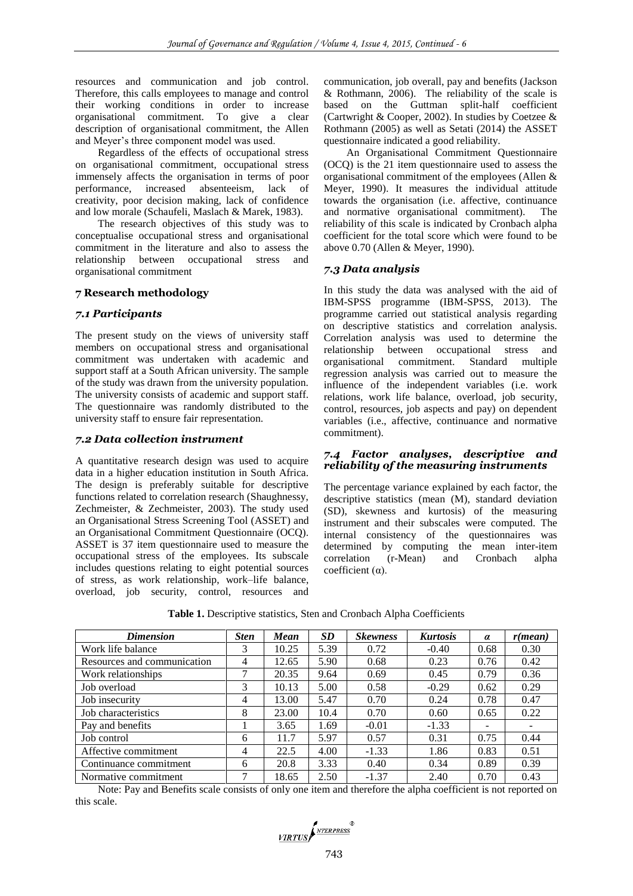resources and communication and job control. Therefore, this calls employees to manage and control their working conditions in order to increase organisational commitment. To give a clear description of organisational commitment, the Allen and Meyer's three component model was used.

Regardless of the effects of occupational stress on organisational commitment, occupational stress immensely affects the organisation in terms of poor performance, increased absenteeism, lack of creativity, poor decision making, lack of confidence and low morale (Schaufeli, Maslach & Marek, 1983).

The research objectives of this study was to conceptualise occupational stress and organisational commitment in the literature and also to assess the relationship between occupational stress and organisational commitment

## 7 Research methodology

### 7.1 Participants

The present study on the views of university staff members on occupational stress and organisational commitment was undertaken with academic and support staff at a South African university. The sample of the study was drawn from the university population. The university consists of academic and support staff. The questionnaire was randomly distributed to the university staff to ensure fair representation.

### 7.2 Data collection instrument

A quantitative research design was used to acquire data in a higher education institution in South Africa. The design is preferably suitable for descriptive functions related to correlation research (Shaughnessy, Zechmeister, & Zechmeister, 2003). The study used an Organisational Stress Screening Tool (ASSET) and an Organisational Commitment Questionnaire (OCQ). ASSET is 37 item questionnaire used to measure the occupational stress of the employees. Its subscale includes questions relating to eight potential sources of stress, as work relationship, work–life balance, overload, job security, control, resources and communication, job overall, pay and benefits (Jackson & Rothmann, 2006). The reliability of the scale is based on the Guttman split-half coefficient (Cartwright & Cooper, 2002). In studies by Coetzee & Rothmann (2005) as well as Setati (2014) the ASSET questionnaire indicated a good reliability.

An Organisational Commitment Questionnaire (OCQ) is the 21 item questionnaire used to assess the organisational commitment of the employees (Allen & Meyer, 1990). It measures the individual attitude towards the organisation (i.e. affective, continuance and normative organisational commitment). The reliability of this scale is indicated by Cronbach alpha coefficient for the total score which were found to be above 0.70 (Allen & Meyer, 1990).

### 7.3 Data analysis

In this study the data was analysed with the aid of IBM-SPSS programme (IBM-SPSS, 2013). The programme carried out statistical analysis regarding on descriptive statistics and correlation analysis. Correlation analysis was used to determine the relationship between occupational stress and organisational commitment. Standard multiple regression analysis was carried out to measure the influence of the independent variables (i.e. work relations, work life balance, overload, job security, control, resources, job aspects and pay) on dependent variables (i.e., affective, continuance and normative commitment).

### 7.4 Factor analyses, descriptive and reliability of the measuring instruments

The percentage variance explained by each factor, the descriptive statistics (mean (M), standard deviation (SD), skewness and kurtosis) of the measuring instrument and their subscales were computed. The internal consistency of the questionnaires was determined by computing the mean inter-item correlation (r-Mean) and Cronbach alpha coefficient (α).

**Table 1.** Descriptive statistics, Sten and Cronbach Alpha Coefficients

| *Dimension* | *Sten* | *Mean* | *SD* | *Skewness* | *Kurtosis* | *α* | *r(mean)* |
|---|---|---|---|---|---|---|---|
| Work life balance | 3 | 10.25 | 5.39 | 0.72 | -0.40 | 0.68 | 0.30 |
| Resources and communication | 4 | 12.65 | 5.90 | 0.68 | 0.23 | 0.76 | 0.42 |
| Work relationships | 7 | 20.35 | 9.64 | 0.69 | 0.45 | 0.79 | 0.36 |
| Job overload | 3 | 10.13 | 5.00 | 0.58 | -0.29 | 0.62 | 0.29 |
| Job insecurity | 4 | 13.00 | 5.47 | 0.70 | 0.24 | 0.78 | 0.47 |
| Job characteristics | 8 | 23.00 | 10.4 | 0.70 | 0.60 | 0.65 | 0.22 |
| Pay and benefits | 1 | 3.65 | 1.69 | -0.01 | -1.33 | - | - |
| Job control | 6 | 11.7 | 5.97 | 0.57 | 0.31 | 0.75 | 0.44 |
| Affective commitment | 4 | 22.5 | 4.00 | -1.33 | 1.86 | 0.83 | 0.51 |
| Continuance commitment | 6 | 20.8 | 3.33 | 0.40 | 0.34 | 0.89 | 0.39 |
| Normative commitment | 7 | 18.65 | 2.50 | -1.37 | 2.40 | 0.70 | 0.43 |

Note: Pay and Benefits scale consists of only one item and therefore the alpha coefficient is not reported on this scale.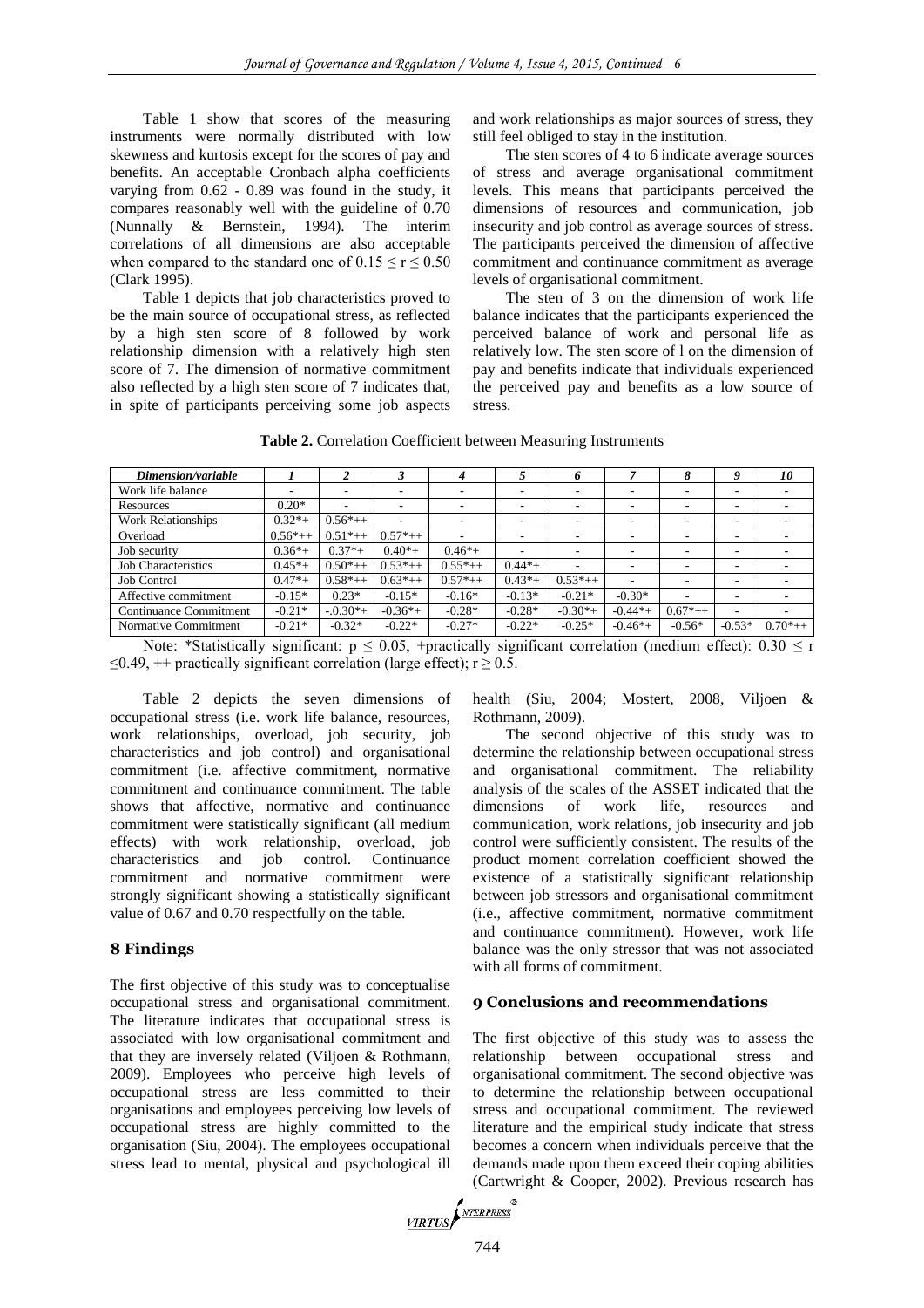Table 1 show that scores of the measuring instruments were normally distributed with low skewness and kurtosis except for the scores of pay and benefits. An acceptable Cronbach alpha coefficients varying from 0.62 - 0.89 was found in the study, it compares reasonably well with the guideline of 0.70 (Nunnally & Bernstein, 1994). The interim correlations of all dimensions are also acceptable when compared to the standard one of $0.15 \leq r \leq 0.50$ (Clark 1995).

Table 1 depicts that job characteristics proved to be the main source of occupational stress, as reflected by a high sten score of 8 followed by work relationship dimension with a relatively high sten score of 7. The dimension of normative commitment also reflected by a high sten score of 7 indicates that, in spite of participants perceiving some job aspects and work relationships as major sources of stress, they still feel obliged to stay in the institution.

The sten scores of 4 to 6 indicate average sources of stress and average organisational commitment levels. This means that participants perceived the dimensions of resources and communication, job insecurity and job control as average sources of stress. The participants perceived the dimension of affective commitment and continuance commitment as average levels of organisational commitment.

The sten of 3 on the dimension of work life balance indicates that the participants experienced the perceived balance of work and personal life as relatively low. The sten score of l on the dimension of pay and benefits indicate that individuals experienced the perceived pay and benefits as a low source of stress.

**Table 2.** Correlation Coefficient between Measuring Instruments

| *Dimension/variable* | *1* | *2* | *3* | *4* | *5* | *6* | *7* | *8* | *9* | *10* |
|---|---|---|---|---|---|---|---|---|---|---|
| Work life balance | - | - | - | - | - | - | - | - | - | - |
| Resources | 0.20* | - | - | - | - | - | - | - | - | - |
| Work Relationships | 0.32*+ | 0.56*++ | - | - | - | - | - | - | - | - |
| Overload | 0.56*++ | 0.51*++ | 0.57*++ | - | - | - | - | - | - | - |
| Job security | 0.36*+ | 0.37*+ | 0.40*+ | 0.46*+ | - | - | - | - | - | - |
| Job Characteristics | 0.45*+ | 0.50*++ | 0.53*++ | 0.55*++ | 0.44*+ | - | - | - | - | - |
| Job Control | 0.47*+ | 0.58*++ | 0.63*++ | 0.57*++ | 0.43*+ | 0.53*++ | - | - | - | - |
| Affective commitment | -0.15* | 0.23* | -0.15* | -0.16* | -0.13* | -0.21* | -0.30* | - | - | - |
| Continuance Commitment | -0.21* | -.0.30*+ | -0.36*+ | -0.28* | -0.28* | -0.30*+ | -0.44*+ | 0.67*++ | - | - |
| Normative Commitment | -0.21* | -0.32* | -0.22* | -0.27* | -0.22* | -0.25* | -0.46*+ | -0.56* | -0.53* | 0.70*++ |

Note: *Statistically significant: $p \leq 0.05$, +practically significant correlation (medium effect): $0.30 \leq r \leq 0.49$, ++ practically significant correlation (large effect); $r \geq 0.5$.

Table 2 depicts the seven dimensions of occupational stress (i.e. work life balance, resources, work relationships, overload, job security, job characteristics and job control) and organisational commitment (i.e. affective commitment, normative commitment and continuance commitment. The table shows that affective, normative and continuance commitment were statistically significant (all medium effects) with work relationship, overload, job characteristics and job control. Continuance commitment and normative commitment were strongly significant showing a statistically significant value of 0.67 and 0.70 respectfully on the table.

## 8 Findings

The first objective of this study was to conceptualise occupational stress and organisational commitment. The literature indicates that occupational stress is associated with low organisational commitment and that they are inversely related (Viljoen & Rothmann, 2009). Employees who perceive high levels of occupational stress are less committed to their organisations and employees perceiving low levels of occupational stress are highly committed to the organisation (Siu, 2004). The employees occupational stress lead to mental, physical and psychological ill health (Siu, 2004; Mostert, 2008, Viljoen & Rothmann, 2009).

The second objective of this study was to determine the relationship between occupational stress and organisational commitment. The reliability analysis of the scales of the ASSET indicated that the dimensions of work life, resources and communication, work relations, job insecurity and job control were sufficiently consistent. The results of the product moment correlation coefficient showed the existence of a statistically significant relationship between job stressors and organisational commitment (i.e., affective commitment, normative commitment and continuance commitment). However, work life balance was the only stressor that was not associated with all forms of commitment.

## 9 Conclusions and recommendations

The first objective of this study was to assess the relationship between occupational stress and organisational commitment. The second objective was to determine the relationship between occupational stress and occupational commitment. The reviewed literature and the empirical study indicate that stress becomes a concern when individuals perceive that the demands made upon them exceed their coping abilities (Cartwright & Cooper, 2002). Previous research has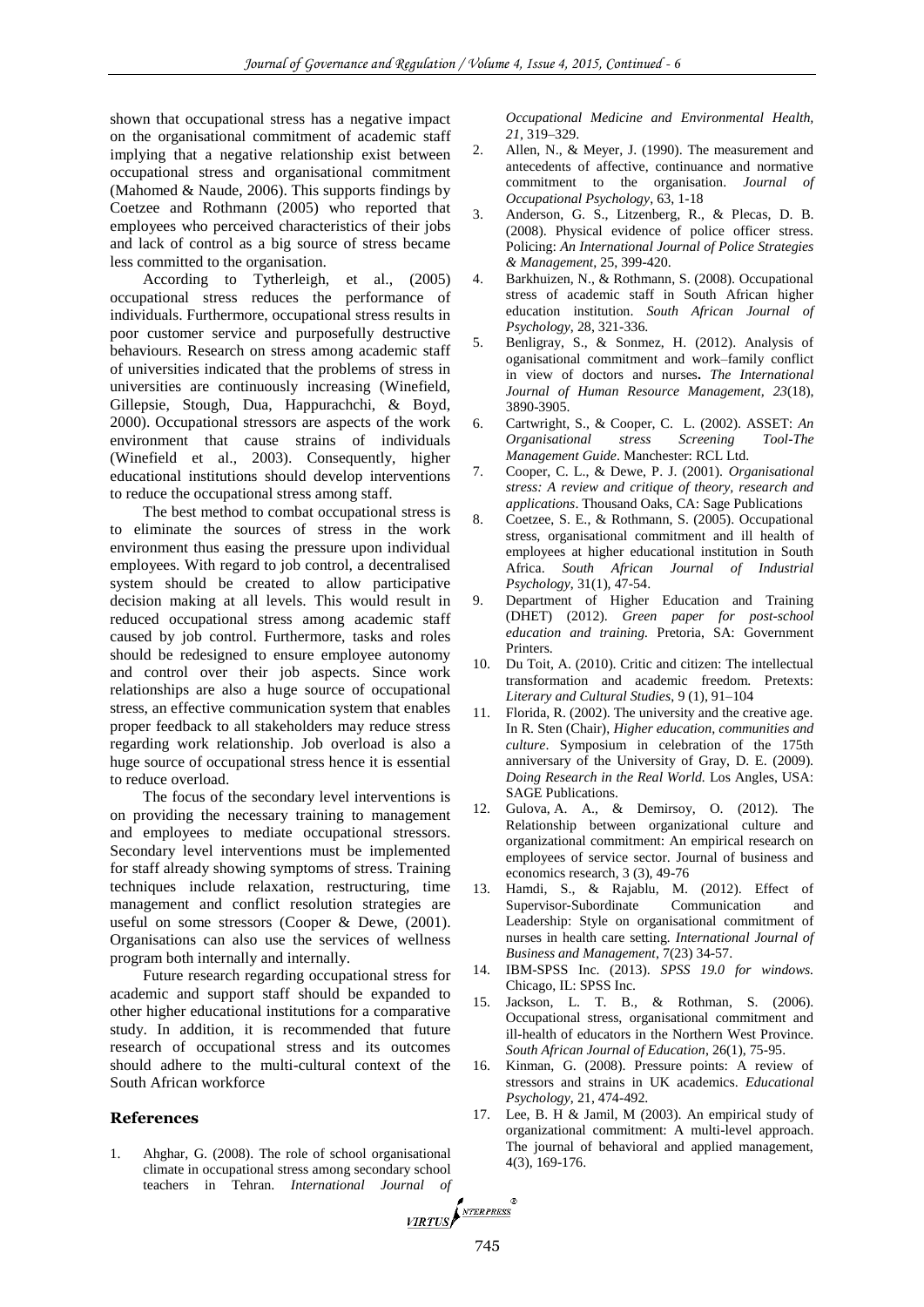shown that occupational stress has a negative impact on the organisational commitment of academic staff implying that a negative relationship exist between occupational stress and organisational commitment (Mahomed & Naude, 2006). This supports findings by Coetzee and Rothmann (2005) who reported that employees who perceived characteristics of their jobs and lack of control as a big source of stress became less committed to the organisation.

According to Tytherleigh, et al., (2005) occupational stress reduces the performance of individuals. Furthermore, occupational stress results in poor customer service and purposefully destructive behaviours. Research on stress among academic staff of universities indicated that the problems of stress in universities are continuously increasing (Winefield, Gillepsie, Stough, Dua, Happurachchi, & Boyd, 2000). Occupational stressors are aspects of the work environment that cause strains of individuals (Winefield et al., 2003). Consequently, higher educational institutions should develop interventions to reduce the occupational stress among staff.

The best method to combat occupational stress is to eliminate the sources of stress in the work environment thus easing the pressure upon individual employees. With regard to job control, a decentralised system should be created to allow participative decision making at all levels. This would result in reduced occupational stress among academic staff caused by job control. Furthermore, tasks and roles should be redesigned to ensure employee autonomy and control over their job aspects. Since work relationships are also a huge source of occupational stress, an effective communication system that enables proper feedback to all stakeholders may reduce stress regarding work relationship. Job overload is also a huge source of occupational stress hence it is essential to reduce overload.

The focus of the secondary level interventions is on providing the necessary training to management and employees to mediate occupational stressors. Secondary level interventions must be implemented for staff already showing symptoms of stress. Training techniques include relaxation, restructuring, time management and conflict resolution strategies are useful on some stressors (Cooper & Dewe, (2001). Organisations can also use the services of wellness program both internally and internally.

Future research regarding occupational stress for academic and support staff should be expanded to other higher educational institutions for a comparative study. In addition, it is recommended that future research of occupational stress and its outcomes should adhere to the multi-cultural context of the South African workforce

## References

1. Ahghar, G. (2008). The role of school organisational climate in occupational stress among secondary school teachers in Tehran. *International Journal of Occupational Medicine and Environmental Health, 21*, 319–329.
2. Allen, N., & Meyer, J. (1990). The measurement and antecedents of affective, continuance and normative commitment to the organisation. *Journal of Occupational Psychology*, 63, 1-18
3. Anderson, G. S., Litzenberg, R., & Plecas, D. B. (2008). Physical evidence of police officer stress. Policing: *An International Journal of Police Strategies & Management*, 25, 399-420.
4. Barkhuizen, N., & Rothmann, S. (2008). Occupational stress of academic staff in South African higher education institution. *South African Journal of Psychology*, 28, 321-336.
5. Benligray, S., & Sonmez, H. (2012). Analysis of oganisational commitment and work–family conflict in view of doctors and nurses**.** *The International Journal of Human Resource Management, 23*(18), 3890-3905.
6. Cartwright, S., & Cooper, C. L. (2002). ASSET: *An Organisational stress Screening Tool-The Management Guide*. Manchester: RCL Ltd.
7. Cooper, C. L., & Dewe, P. J. (2001). *Organisational stress: A review and critique of theory, research and applications*. Thousand Oaks, CA: Sage Publications
8. Coetzee, S. E., & Rothmann, S. (2005). Occupational stress, organisational commitment and ill health of employees at higher educational institution in South Africa. *South African Journal of Industrial Psychology*, 31(1), 47-54.
9. Department of Higher Education and Training (DHET) (2012). *Green paper for post-school education and training.* Pretoria, SA: Government Printers.
10. Du Toit, A. (2010). Critic and citizen: The intellectual transformation and academic freedom. Pretexts: *Literary and Cultural Studies*, 9 (1), 91–104
11. Florida, R. (2002). The university and the creative age. In R. Sten (Chair), *Higher education, communities and culture*. Symposium in celebration of the 175th anniversary of the University of Gray, D. E. (2009). *Doing Research in the Real World.* Los Angles, USA: SAGE Publications.
12. Gulova, A. A., & Demirsoy, O. (2012). The Relationship between organizational culture and organizational commitment: An empirical research on employees of service sector. Journal of business and economics research, 3 (3), 49-76
13. Hamdi, S., & Rajablu, M. (2012). Effect of Supervisor-Subordinate Communication and Leadership: Style on organisational commitment of nurses in health care setting. *International Journal of Business and Management*, 7(23) 34-57.
14. IBM-SPSS Inc. (2013). *SPSS 19.0 for windows.* Chicago, IL: SPSS Inc.
15. Jackson, L. T. B., & Rothman, S. (2006). Occupational stress, organisational commitment and ill-health of educators in the Northern West Province. *South African Journal of Education*, 26(1), 75-95.
16. Kinman, G. (2008). Pressure points: A review of stressors and strains in UK academics. *Educational Psychology*, 21, 474-492.
17. Lee, B. H & Jamil, M (2003). An empirical study of organizational commitment: A multi-level approach. The journal of behavioral and applied management, 4(3), 169-176.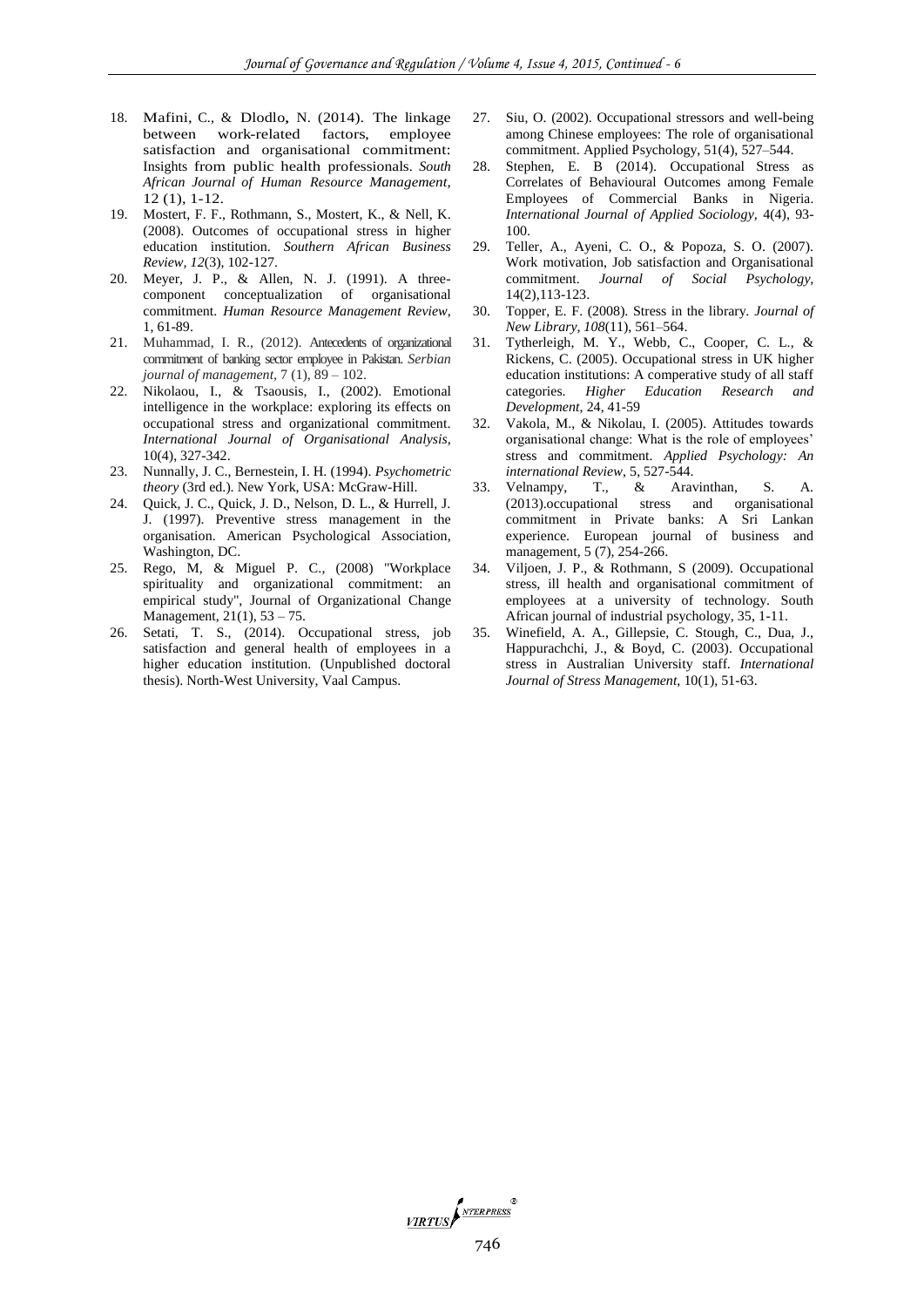18. Mafini, C., & Dlodlo, N. (2014). The linkage between work-related factors, employee satisfaction and organisational commitment: Insights from public health professionals. *South African Journal of Human Resource Management,* 12 (1), 1-12.
19. Mostert, F. F., Rothmann, S., Mostert, K., & Nell, K. (2008). Outcomes of occupational stress in higher education institution. *Southern African Business Review, 12*(3), 102-127.
20. Meyer, J. P., & Allen, N. J. (1991). A three-component conceptualization of organisational commitment. *Human Resource Management Review,* 1, 61-89.
21. Muhammad, I. R., (2012). Antecedents of organizational commitment of banking sector employee in Pakistan. *Serbian journal of management,* 7 (1), 89 – 102.
22. Nikolaou, I., & Tsaousis, I., (2002). Emotional intelligence in the workplace: exploring its effects on occupational stress and organizational commitment. *International Journal of Organisational Analysis,* 10(4), 327-342.
23. Nunnally, J. C., Bernestein, I. H. (1994). *Psychometric theory* (3rd ed.). New York, USA: McGraw-Hill.
24. Quick, J. C., Quick, J. D., Nelson, D. L., & Hurrell, J. J. (1997). Preventive stress management in the organisation. American Psychological Association, Washington, DC.
25. Rego, M, & Miguel P. C., (2008) "Workplace spirituality and organizational commitment: an empirical study", Journal of Organizational Change Management, 21(1), 53 – 75.
26. Setati, T. S., (2014). Occupational stress, job satisfaction and general health of employees in a higher education institution. (Unpublished doctoral thesis). North-West University, Vaal Campus.
27. Siu, O. (2002). Occupational stressors and well-being among Chinese employees: The role of organisational commitment. Applied Psychology, 51(4), 527–544.
28. Stephen, E. B (2014). Occupational Stress as Correlates of Behavioural Outcomes among Female Employees of Commercial Banks in Nigeria. *International Journal of Applied Sociology,* 4(4), 93-100.
29. Teller, A., Ayeni, C. O., & Popoza, S. O. (2007). Work motivation, Job satisfaction and Organisational commitment. *Journal of Social Psychology,* 14(2),113-123.
30. Topper, E. F. (2008). Stress in the library. *Journal of New Library, 108*(11), 561–564.
31. Tytherleigh, M. Y., Webb, C., Cooper, C. L., & Rickens, C. (2005). Occupational stress in UK higher education institutions: A comperative study of all staff categories. *Higher Education Research and Development,* 24, 41-59
32. Vakola, M., & Nikolau, I. (2005). Attitudes towards organisational change: What is the role of employees' stress and commitment. *Applied Psychology: An international Review,* 5, 527-544.
33. Velnampy, T., & Aravinthan, S. A. (2013).occupational stress and organisational commitment in Private banks: A Sri Lankan experience. European journal of business and management, 5 (7), 254-266.
34. Viljoen, J. P., & Rothmann, S (2009). Occupational stress, ill health and organisational commitment of employees at a university of technology. South African journal of industrial psychology, 35, 1-11.
35. Winefield, A. A., Gillepsie, C. Stough, C., Dua, J., Happurachchi, J., & Boyd, C. (2003). Occupational stress in Australian University staff. *International Journal of Stress Management,* 10(1), 51-63.